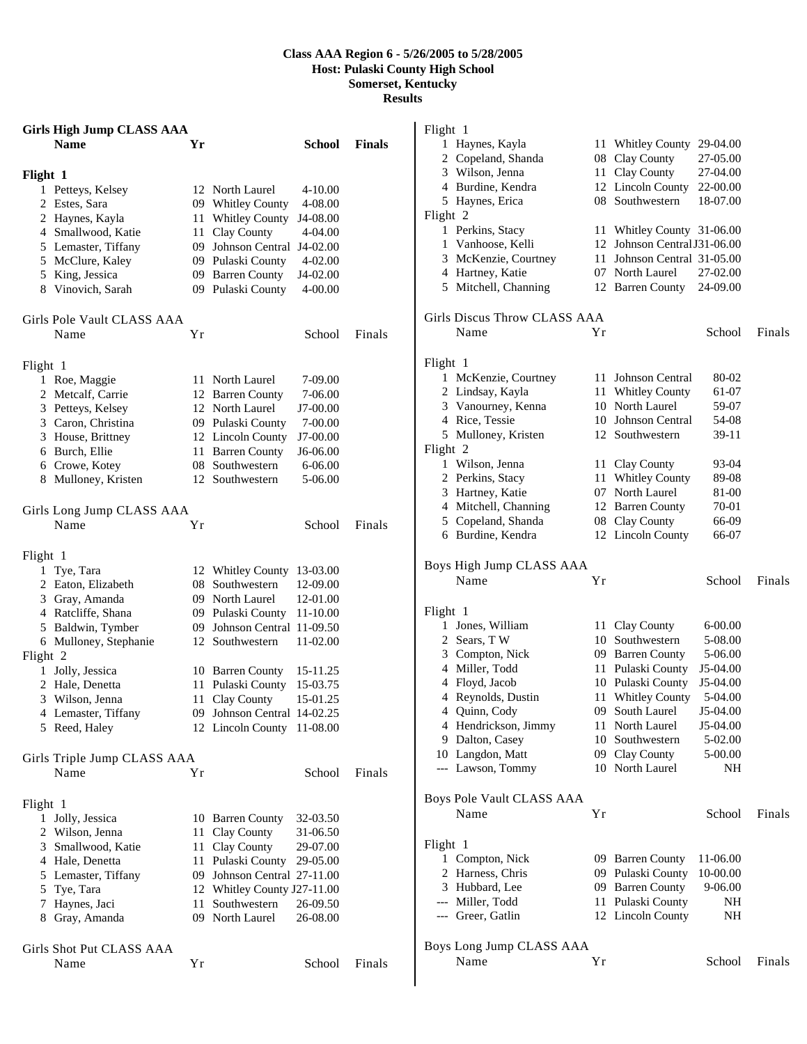# Class AAA Region 6 - 5/26/2005 to 5/28/2005
## Host: Pulaski County High School
## Somerset, Kentucky
## Results

### Girls High Jump CLASS AAA

| | Name | Yr | School | Finals |
|---|---|---|---|---|
| **Flight 1** | | | | |
| 1 | Petteys, Kelsey | 12 | North Laurel | 4-10.00 |
| 2 | Estes, Sara | 09 | Whitley County | 4-08.00 |
| 2 | Haynes, Kayla | 11 | Whitley County | J4-08.00 |
| 4 | Smallwood, Katie | 11 | Clay County | 4-04.00 |
| 5 | Lemaster, Tiffany | 09 | Johnson Central | J4-02.00 |
| 5 | McClure, Kaley | 09 | Pulaski County | 4-02.00 |
| 5 | King, Jessica | 09 | Barren County | J4-02.00 |
| 8 | Vinovich, Sarah | 09 | Pulaski County | 4-00.00 |

### Girls Pole Vault CLASS AAA

| | Name | Yr | School | Finals |
|---|---|---|---|---|
| Flight 1 | | | | |
| 1 | Roe, Maggie | 11 | North Laurel | 7-09.00 |
| 2 | Metcalf, Carrie | 12 | Barren County | 7-06.00 |
| 3 | Petteys, Kelsey | 12 | North Laurel | J7-00.00 |
| 3 | Caron, Christina | 09 | Pulaski County | 7-00.00 |
| 3 | House, Brittney | 12 | Lincoln County | J7-00.00 |
| 6 | Burch, Ellie | 11 | Barren County | J6-06.00 |
| 6 | Crowe, Kotey | 08 | Southwestern | 6-06.00 |
| 8 | Mulloney, Kristen | 12 | Southwestern | 5-06.00 |

### Girls Long Jump CLASS AAA

| | Name | Yr | School | Finals |
|---|---|---|---|---|
| Flight 1 | | | | |
| 1 | Tye, Tara | 12 | Whitley County | 13-03.00 |
| 2 | Eaton, Elizabeth | 08 | Southwestern | 12-09.00 |
| 3 | Gray, Amanda | 09 | North Laurel | 12-01.00 |
| 4 | Ratcliffe, Shana | 09 | Pulaski County | 11-10.00 |
| 5 | Baldwin, Tymber | 09 | Johnson Central | 11-09.50 |
| 6 | Mulloney, Stephanie | 12 | Southwestern | 11-02.00 |
| Flight 2 | | | | |
| 1 | Jolly, Jessica | 10 | Barren County | 15-11.25 |
| 2 | Hale, Denetta | 11 | Pulaski County | 15-03.75 |
| 3 | Wilson, Jenna | 11 | Clay County | 15-01.25 |
| 4 | Lemaster, Tiffany | 09 | Johnson Central | 14-02.25 |
| 5 | Reed, Haley | 12 | Lincoln County | 11-08.00 |

### Girls Triple Jump CLASS AAA

| | Name | Yr | School | Finals |
|---|---|---|---|---|
| Flight 1 | | | | |
| 1 | Jolly, Jessica | 10 | Barren County | 32-03.50 |
| 2 | Wilson, Jenna | 11 | Clay County | 31-06.50 |
| 3 | Smallwood, Katie | 11 | Clay County | 29-07.00 |
| 4 | Hale, Denetta | 11 | Pulaski County | 29-05.00 |
| 5 | Lemaster, Tiffany | 09 | Johnson Central | 27-11.00 |
| 5 | Tye, Tara | 12 | Whitley County | J27-11.00 |
| 7 | Haynes, Jaci | 11 | Southwestern | 26-09.50 |
| 8 | Gray, Amanda | 09 | North Laurel | 26-08.00 |

### Girls Shot Put CLASS AAA

| | Name | Yr | School | Finals |
|---|---|---|---|---|
| Flight 1 | | | | |
| 1 | Haynes, Kayla | 11 | Whitley County | 29-04.00 |
| 2 | Copeland, Shanda | 08 | Clay County | 27-05.00 |
| 3 | Wilson, Jenna | 11 | Clay County | 27-04.00 |
| 4 | Burdine, Kendra | 12 | Lincoln County | 22-00.00 |
| 5 | Haynes, Erica | 08 | Southwestern | 18-07.00 |
| Flight 2 | | | | |
| 1 | Perkins, Stacy | 11 | Whitley County | 31-06.00 |
| 1 | Vanhoose, Kelli | 12 | Johnson Central | J31-06.00 |
| 3 | McKenzie, Courtney | 11 | Johnson Central | 31-05.00 |
| 4 | Hartney, Katie | 07 | North Laurel | 27-02.00 |
| 5 | Mitchell, Channing | 12 | Barren County | 24-09.00 |

### Girls Discus Throw CLASS AAA

| | Name | Yr | School | Finals |
|---|---|---|---|---|
| Flight 1 | | | | |
| 1 | McKenzie, Courtney | 11 | Johnson Central | 80-02 |
| 2 | Lindsay, Kayla | 11 | Whitley County | 61-07 |
| 3 | Vanourney, Kenna | 10 | North Laurel | 59-07 |
| 4 | Rice, Tessie | 10 | Johnson Central | 54-08 |
| 5 | Mulloney, Kristen | 12 | Southwestern | 39-11 |
| Flight 2 | | | | |
| 1 | Wilson, Jenna | 11 | Clay County | 93-04 |
| 2 | Perkins, Stacy | 11 | Whitley County | 89-08 |
| 3 | Hartney, Katie | 07 | North Laurel | 81-00 |
| 4 | Mitchell, Channing | 12 | Barren County | 70-01 |
| 5 | Copeland, Shanda | 08 | Clay County | 66-09 |
| 6 | Burdine, Kendra | 12 | Lincoln County | 66-07 |

### Boys High Jump CLASS AAA

| | Name | Yr | School | Finals |
|---|---|---|---|---|
| Flight 1 | | | | |
| 1 | Jones, William | 11 | Clay County | 6-00.00 |
| 2 | Sears, T W | 10 | Southwestern | 5-08.00 |
| 3 | Compton, Nick | 09 | Barren County | 5-06.00 |
| 4 | Miller, Todd | 11 | Pulaski County | J5-04.00 |
| 4 | Floyd, Jacob | 10 | Pulaski County | J5-04.00 |
| 4 | Reynolds, Dustin | 11 | Whitley County | 5-04.00 |
| 4 | Quinn, Cody | 09 | South Laurel | J5-04.00 |
| 4 | Hendrickson, Jimmy | 11 | North Laurel | J5-04.00 |
| 9 | Dalton, Casey | 10 | Southwestern | 5-02.00 |
| 10 | Langdon, Matt | 09 | Clay County | 5-00.00 |
| --- | Lawson, Tommy | 10 | North Laurel | NH |

### Boys Pole Vault CLASS AAA

| | Name | Yr | School | Finals |
|---|---|---|---|---|
| Flight 1 | | | | |
| 1 | Compton, Nick | 09 | Barren County | 11-06.00 |
| 2 | Harness, Chris | 09 | Pulaski County | 10-00.00 |
| 3 | Hubbard, Lee | 09 | Barren County | 9-06.00 |
| --- | Miller, Todd | 11 | Pulaski County | NH |
| --- | Greer, Gatlin | 12 | Lincoln County | NH |

### Boys Long Jump CLASS AAA

| | Name | Yr | School | Finals |
|---|---|---|---|---|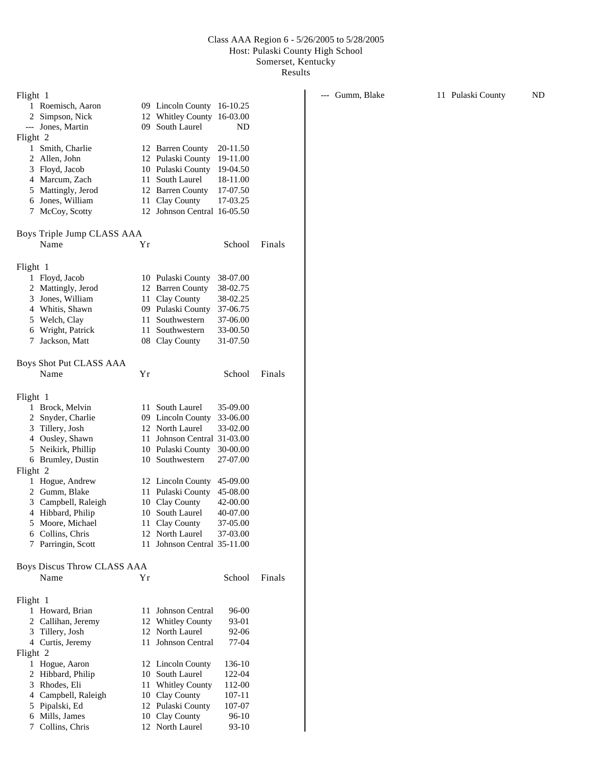Class AAA Region 6 - 5/26/2005 to 5/28/2005
Host: Pulaski County High School
Somerset, Kentucky
Results

| | | | | |
|---|---|---|---|---|
| **Flight 1** | | | | |
| 1 | Roemisch, Aaron | 09 | Lincoln County | 16-10.25 |
| 2 | Simpson, Nick | 12 | Whitley County | 16-03.00 |
| --- | Jones, Martin | 09 | South Laurel | ND |
| **Flight 2** | | | | |
| 1 | Smith, Charlie | 12 | Barren County | 20-11.50 |
| 2 | Allen, John | 12 | Pulaski County | 19-11.00 |
| 3 | Floyd, Jacob | 10 | Pulaski County | 19-04.50 |
| 4 | Marcum, Zach | 11 | South Laurel | 18-11.00 |
| 5 | Mattingly, Jerod | 12 | Barren County | 17-07.50 |
| 6 | Jones, William | 11 | Clay County | 17-03.25 |
| 7 | McCoy, Scotty | 12 | Johnson Central | 16-05.50 |
| --- | Gumm, Blake | 11 | Pulaski County | ND |

## Boys Triple Jump CLASS AAA

| | Name | Yr | School | Finals |
|---|---|---|---|---|
| **Flight 1** | | | | |
| 1 | Floyd, Jacob | 10 | Pulaski County | 38-07.00 |
| 2 | Mattingly, Jerod | 12 | Barren County | 38-02.75 |
| 3 | Jones, William | 11 | Clay County | 38-02.25 |
| 4 | Whitis, Shawn | 09 | Pulaski County | 37-06.75 |
| 5 | Welch, Clay | 11 | Southwestern | 37-06.00 |
| 6 | Wright, Patrick | 11 | Southwestern | 33-00.50 |
| 7 | Jackson, Matt | 08 | Clay County | 31-07.50 |

## Boys Shot Put CLASS AAA

| | Name | Yr | School | Finals |
|---|---|---|---|---|
| **Flight 1** | | | | |
| 1 | Brock, Melvin | 11 | South Laurel | 35-09.00 |
| 2 | Snyder, Charlie | 09 | Lincoln County | 33-06.00 |
| 3 | Tillery, Josh | 12 | North Laurel | 33-02.00 |
| 4 | Ousley, Shawn | 11 | Johnson Central | 31-03.00 |
| 5 | Neikirk, Phillip | 10 | Pulaski County | 30-00.00 |
| 6 | Brumley, Dustin | 10 | Southwestern | 27-07.00 |
| **Flight 2** | | | | |
| 1 | Hogue, Andrew | 12 | Lincoln County | 45-09.00 |
| 2 | Gumm, Blake | 11 | Pulaski County | 45-08.00 |
| 3 | Campbell, Raleigh | 10 | Clay County | 42-00.00 |
| 4 | Hibbard, Philip | 10 | South Laurel | 40-07.00 |
| 5 | Moore, Michael | 11 | Clay County | 37-05.00 |
| 6 | Collins, Chris | 12 | North Laurel | 37-03.00 |
| 7 | Parringin, Scott | 11 | Johnson Central | 35-11.00 |

## Boys Discus Throw CLASS AAA

| | Name | Yr | School | Finals |
|---|---|---|---|---|
| **Flight 1** | | | | |
| 1 | Howard, Brian | 11 | Johnson Central | 96-00 |
| 2 | Callihan, Jeremy | 12 | Whitley County | 93-01 |
| 3 | Tillery, Josh | 12 | North Laurel | 92-06 |
| 4 | Curtis, Jeremy | 11 | Johnson Central | 77-04 |
| **Flight 2** | | | | |
| 1 | Hogue, Aaron | 12 | Lincoln County | 136-10 |
| 2 | Hibbard, Philip | 10 | South Laurel | 122-04 |
| 3 | Rhodes, Eli | 11 | Whitley County | 112-00 |
| 4 | Campbell, Raleigh | 10 | Clay County | 107-11 |
| 5 | Pipalski, Ed | 12 | Pulaski County | 107-07 |
| 6 | Mills, James | 10 | Clay County | 96-10 |
| 7 | Collins, Chris | 12 | North Laurel | 93-10 |